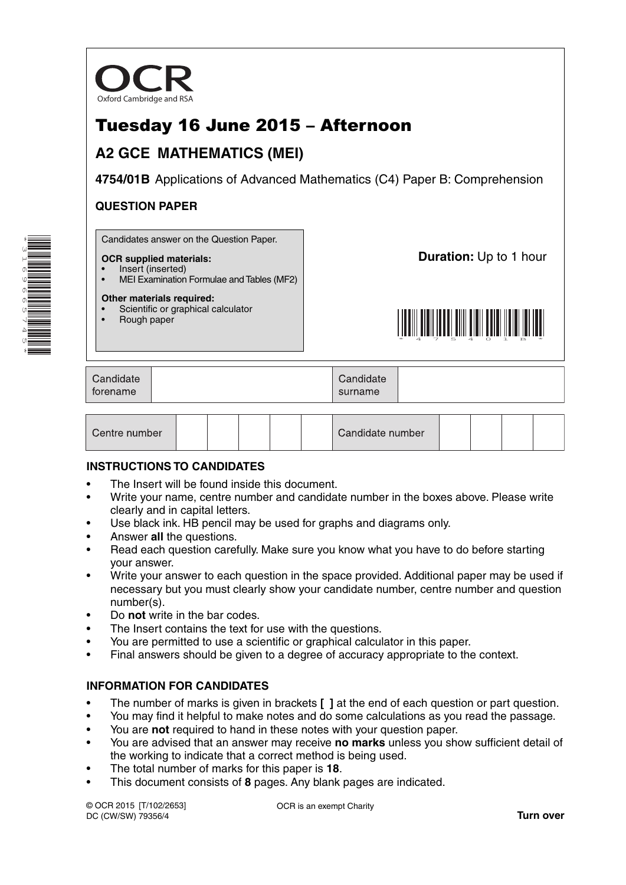OCR
Oxford Cambridge and RSA

# Tuesday 16 June 2015 – Afternoon

## A2 GCE MATHEMATICS (MEI)

**4754/01B** Applications of Advanced Mathematics (C4) Paper B: Comprehension

### QUESTION PAPER

Candidates answer on the Question Paper.

**OCR supplied materials:**
- Insert (inserted)
- MEI Examination Formulae and Tables (MF2)

**Other materials required:**
- Scientific or graphical calculator
- Rough paper

**Duration:** Up to 1 hour

| Candidate forename | | Candidate surname | |
|---|---|---|---|

| Centre number | | | | | | Candidate number | | | | |
|---|---|---|---|---|---|---|---|---|---|---|

### INSTRUCTIONS TO CANDIDATES

- The Insert will be found inside this document.
- Write your name, centre number and candidate number in the boxes above. Please write clearly and in capital letters.
- Use black ink. HB pencil may be used for graphs and diagrams only.
- Answer **all** the questions.
- Read each question carefully. Make sure you know what you have to do before starting your answer.
- Write your answer to each question in the space provided. Additional paper may be used if necessary but you must clearly show your candidate number, centre number and question number(s).
- Do **not** write in the bar codes.
- The Insert contains the text for use with the questions.
- You are permitted to use a scientific or graphical calculator in this paper.
- Final answers should be given to a degree of accuracy appropriate to the context.

### INFORMATION FOR CANDIDATES

- The number of marks is given in brackets **[ ]** at the end of each question or part question.
- You may find it helpful to make notes and do some calculations as you read the passage.
- You are **not** required to hand in these notes with your question paper.
- You are advised that an answer may receive **no marks** unless you show sufficient detail of the working to indicate that a correct method is being used.
- The total number of marks for this paper is **18**.
- This document consists of **8** pages. Any blank pages are indicated.

© OCR 2015 [T/102/2653]
DC (CW/SW) 79356/4

OCR is an exempt Charity

**Turn over**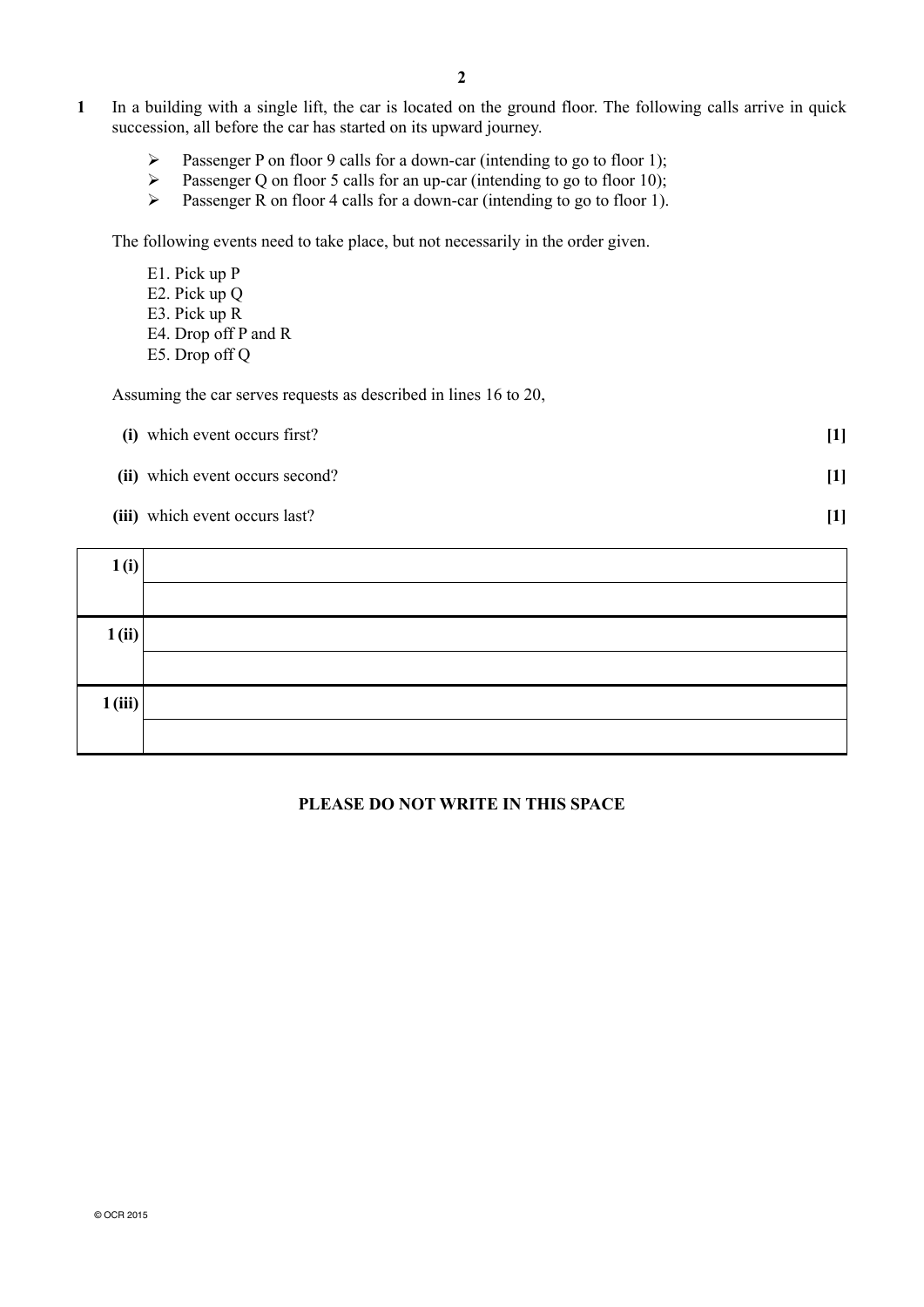**1** In a building with a single lift, the car is located on the ground floor. The following calls arrive in quick succession, all before the car has started on its upward journey.

- Passenger P on floor 9 calls for a down-car (intending to go to floor 1);
- Passenger Q on floor 5 calls for an up-car (intending to go to floor 10);
- Passenger R on floor 4 calls for a down-car (intending to go to floor 1).

The following events need to take place, but not necessarily in the order given.

E1. Pick up P
E2. Pick up Q
E3. Pick up R
E4. Drop off P and R
E5. Drop off Q

Assuming the car serves requests as described in lines 16 to 20,

**(i)** which event occurs first? **[1]**

**(ii)** which event occurs second? **[1]**

**(iii)** which event occurs last? **[1]**

| | |
|---|---|
| **1 (i)** | |
| | |
| **1 (ii)** | |
| | |
| **1 (iii)** | |
| | |

**PLEASE DO NOT WRITE IN THIS SPACE**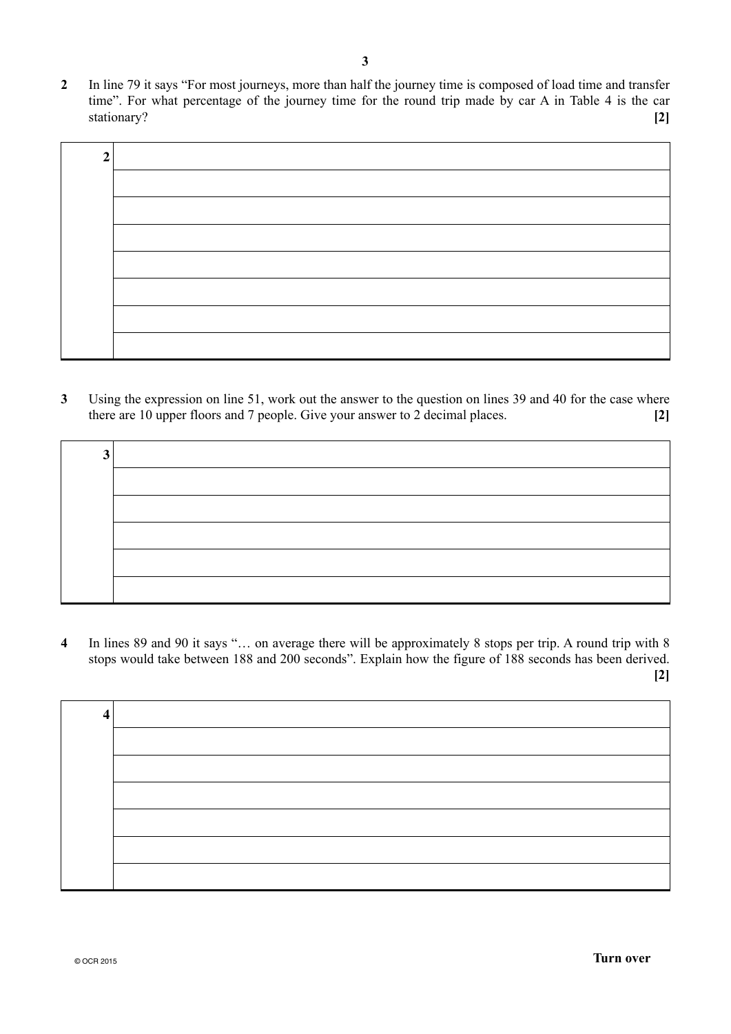**2** In line 79 it says "For most journeys, more than half the journey time is composed of load time and transfer time". For what percentage of the journey time for the round trip made by car A in Table 4 is the car stationary? **[2]**

| 2 | |
|---|---|
| | |
| | |
| | |
| | |
| | |
| | |
| | |

**3** Using the expression on line 51, work out the answer to the question on lines 39 and 40 for the case where there are 10 upper floors and 7 people. Give your answer to 2 decimal places. **[2]**

| 3 | |
|---|---|
| | |
| | |
| | |
| | |
| | |

**4** In lines 89 and 90 it says "… on average there will be approximately 8 stops per trip. A round trip with 8 stops would take between 188 and 200 seconds". Explain how the figure of 188 seconds has been derived. **[2]**

| 4 | |
|---|---|
| | |
| | |
| | |
| | |
| | |
| | |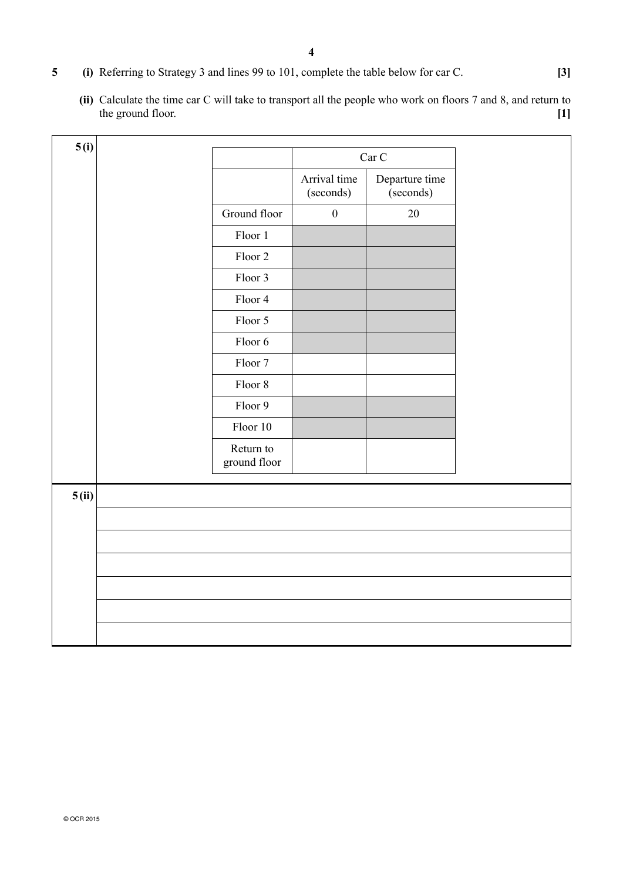**5** **(i)** Referring to Strategy 3 and lines 99 to 101, complete the table below for car C. **[3]**

**(ii)** Calculate the time car C will take to transport all the people who work on floors 7 and 8, and return to the ground floor. **[1]**

**5 (i)**

| | Car C | |
|---|---|---|
| | Arrival time (seconds) | Departure time (seconds) |
| Ground floor | 0 | 20 |
| Floor 1 | | |
| Floor 2 | | |
| Floor 3 | | |
| Floor 4 | | |
| Floor 5 | | |
| Floor 6 | | |
| Floor 7 | | |
| Floor 8 | | |
| Floor 9 | | |
| Floor 10 | | |
| Return to ground floor | | |

**5 (ii)**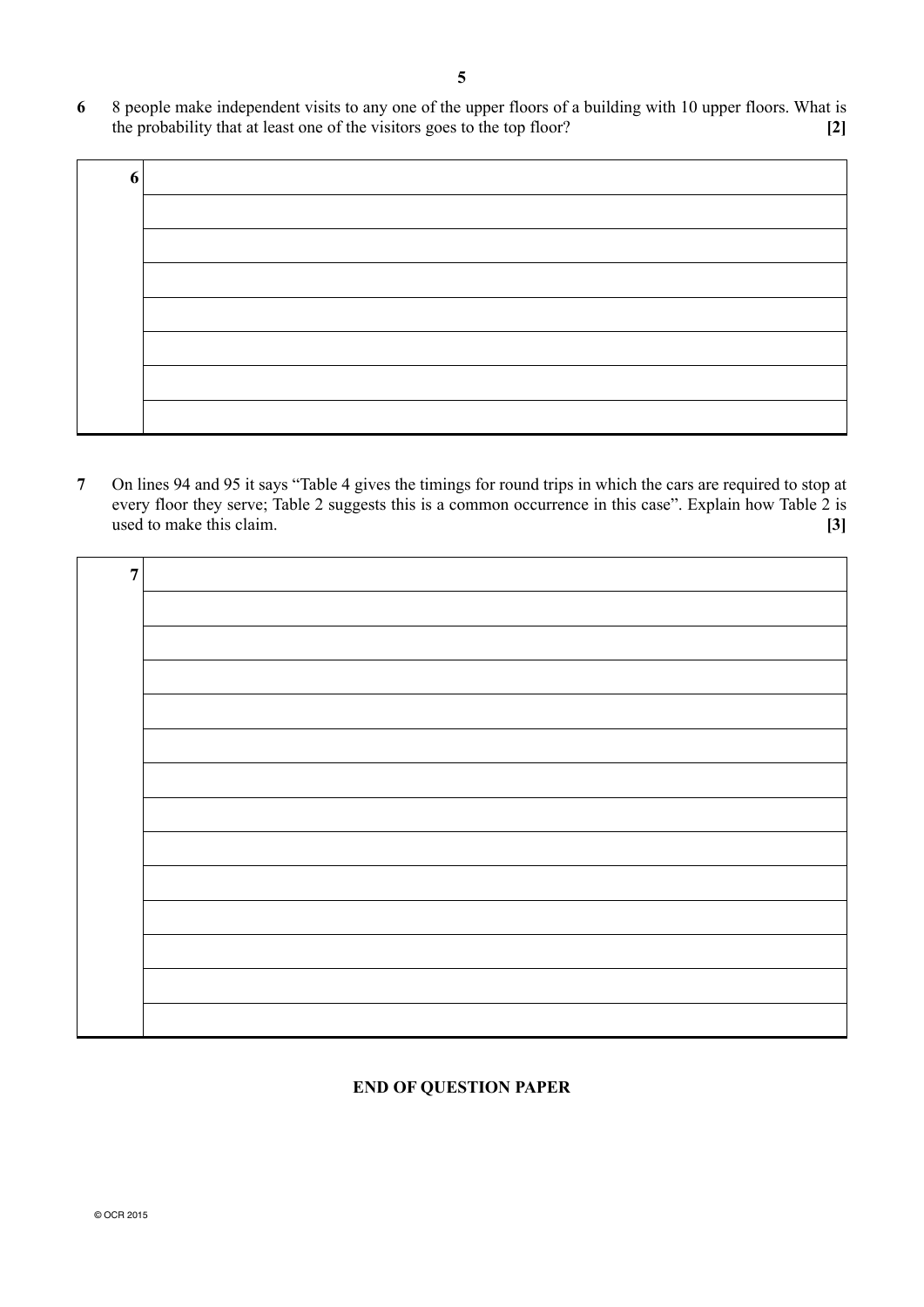**6** 8 people make independent visits to any one of the upper floors of a building with 10 upper floors. What is the probability that at least one of the visitors goes to the top floor? **[2]**

| 6 | |
|---|---|
| | |
| | |
| | |
| | |
| | |
| | |
| | |

**7** On lines 94 and 95 it says "Table 4 gives the timings for round trips in which the cars are required to stop at every floor they serve; Table 2 suggests this is a common occurrence in this case". Explain how Table 2 is used to make this claim. **[3]**

| 7 | |
|---|---|
| | |
| | |
| | |
| | |
| | |
| | |
| | |
| | |
| | |
| | |
| | |
| | |
| | |

**END OF QUESTION PAPER**

© OCR 2015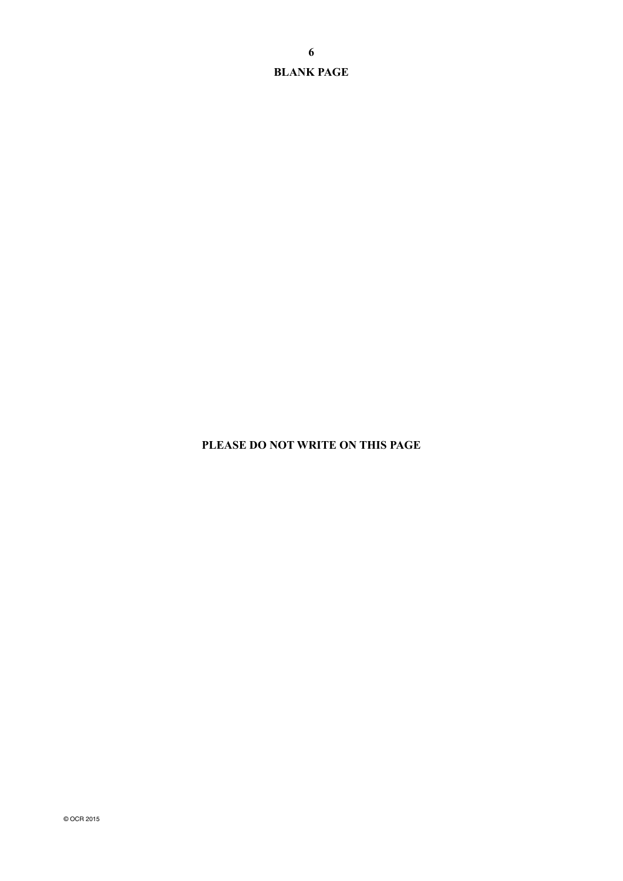**BLANK PAGE**

**PLEASE DO NOT WRITE ON THIS PAGE**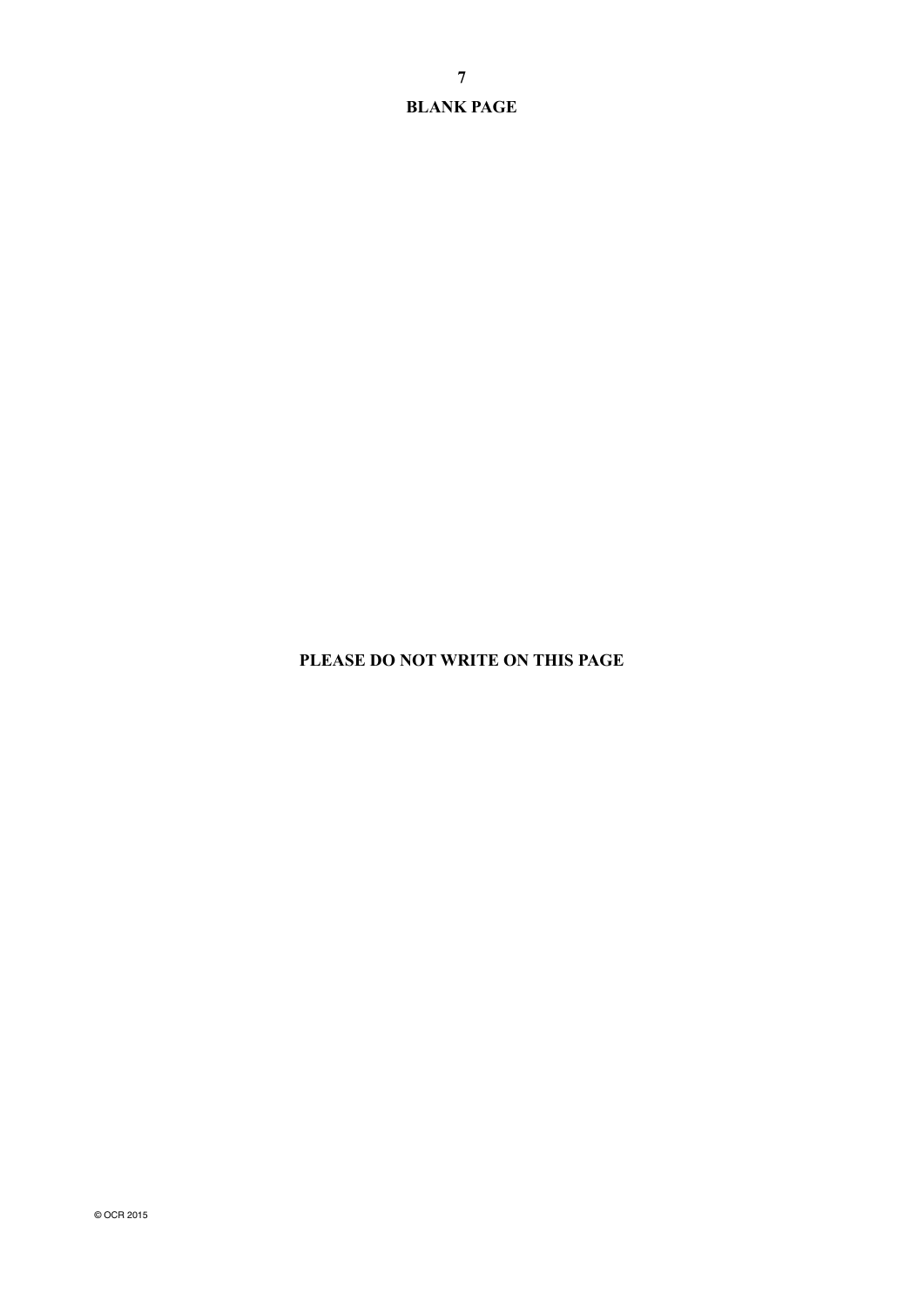**BLANK PAGE**

**PLEASE DO NOT WRITE ON THIS PAGE**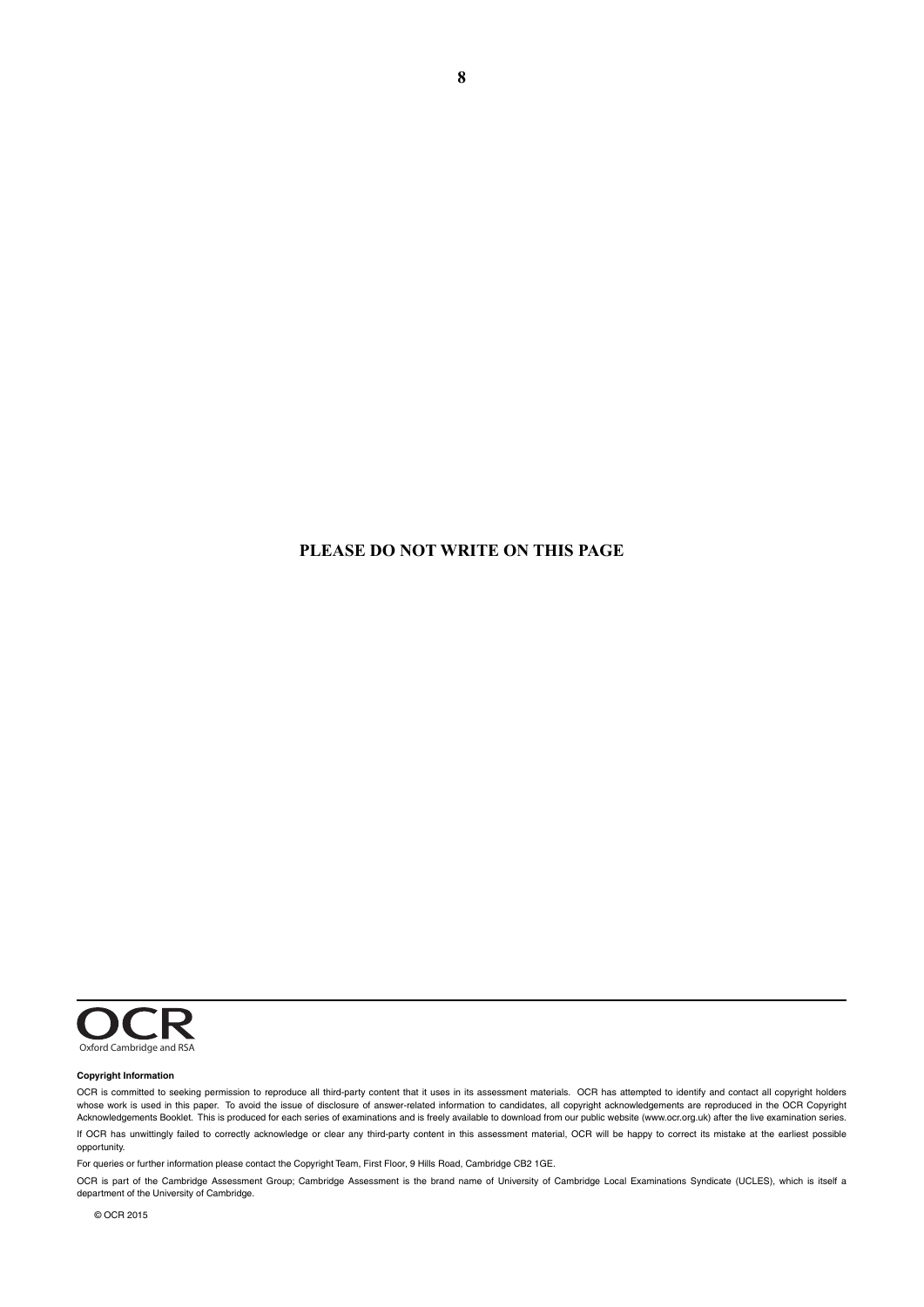**PLEASE DO NOT WRITE ON THIS PAGE**

OCR
Oxford Cambridge and RSA

**Copyright Information**

OCR is committed to seeking permission to reproduce all third-party content that it uses in its assessment materials. OCR has attempted to identify and contact all copyright holders whose work is used in this paper. To avoid the issue of disclosure of answer-related information to candidates, all copyright acknowledgements are reproduced in the OCR Copyright Acknowledgements Booklet. This is produced for each series of examinations and is freely available to download from our public website (www.ocr.org.uk) after the live examination series.

If OCR has unwittingly failed to correctly acknowledge or clear any third-party content in this assessment material, OCR will be happy to correct its mistake at the earliest possible opportunity.

For queries or further information please contact the Copyright Team, First Floor, 9 Hills Road, Cambridge CB2 1GE.

OCR is part of the Cambridge Assessment Group; Cambridge Assessment is the brand name of University of Cambridge Local Examinations Syndicate (UCLES), which is itself a department of the University of Cambridge.

© OCR 2015